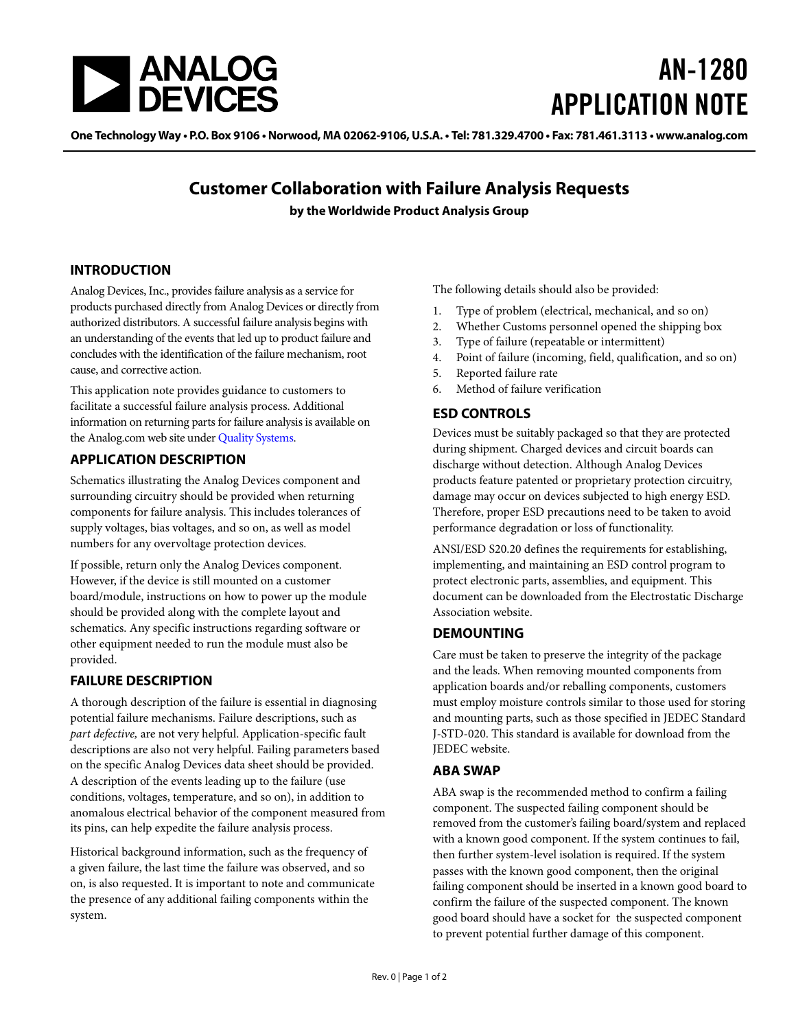# AN-1280 APPLICATION NOTE

One Technology Way • P.O. Box 9106 • Norwood, MA 02062-9106, U.S.A. • Tel: 781.329.4700 • Fax: 781.461.3113 • www.analog.com

## Customer Collaboration with Failure Analysis Requests

**by the Worldwide Product Analysis Group**

### INTRODUCTION

Analog Devices, Inc., provides failure analysis as a service for products purchased directly from Analog Devices or directly from authorized distributors. A successful failure analysis begins with an understanding of the events that led up to product failure and concludes with the identification of the failure mechanism, root cause, and corrective action.

This application note provides guidance to customers to facilitate a successful failure analysis process. Additional information on returning parts for failure analysis is available on the Analog.com web site under Quality Systems.

### APPLICATION DESCRIPTION

Schematics illustrating the Analog Devices component and surrounding circuitry should be provided when returning components for failure analysis. This includes tolerances of supply voltages, bias voltages, and so on, as well as model numbers for any overvoltage protection devices.

If possible, return only the Analog Devices component. However, if the device is still mounted on a customer board/module, instructions on how to power up the module should be provided along with the complete layout and schematics. Any specific instructions regarding software or other equipment needed to run the module must also be provided.

### FAILURE DESCRIPTION

A thorough description of the failure is essential in diagnosing potential failure mechanisms. Failure descriptions, such as *part defective,* are not very helpful. Application-specific fault descriptions are also not very helpful. Failing parameters based on the specific Analog Devices data sheet should be provided. A description of the events leading up to the failure (use conditions, voltages, temperature, and so on), in addition to anomalous electrical behavior of the component measured from its pins, can help expedite the failure analysis process.

Historical background information, such as the frequency of a given failure, the last time the failure was observed, and so on, is also requested. It is important to note and communicate the presence of any additional failing components within the system.

The following details should also be provided:

1. Type of problem (electrical, mechanical, and so on)
2. Whether Customs personnel opened the shipping box
3. Type of failure (repeatable or intermittent)
4. Point of failure (incoming, field, qualification, and so on)
5. Reported failure rate
6. Method of failure verification

### ESD CONTROLS

Devices must be suitably packaged so that they are protected during shipment. Charged devices and circuit boards can discharge without detection. Although Analog Devices products feature patented or proprietary protection circuitry, damage may occur on devices subjected to high energy ESD. Therefore, proper ESD precautions need to be taken to avoid performance degradation or loss of functionality.

ANSI/ESD S20.20 defines the requirements for establishing, implementing, and maintaining an ESD control program to protect electronic parts, assemblies, and equipment. This document can be downloaded from the Electrostatic Discharge Association website.

### DEMOUNTING

Care must be taken to preserve the integrity of the package and the leads. When removing mounted components from application boards and/or reballing components, customers must employ moisture controls similar to those used for storing and mounting parts, such as those specified in JEDEC Standard J-STD-020. This standard is available for download from the JEDEC website.

### ABA SWAP

ABA swap is the recommended method to confirm a failing component. The suspected failing component should be removed from the customer's failing board/system and replaced with a known good component. If the system continues to fail, then further system-level isolation is required. If the system passes with the known good component, then the original failing component should be inserted in a known good board to confirm the failure of the suspected component. The known good board should have a socket for the suspected component to prevent potential further damage of this component.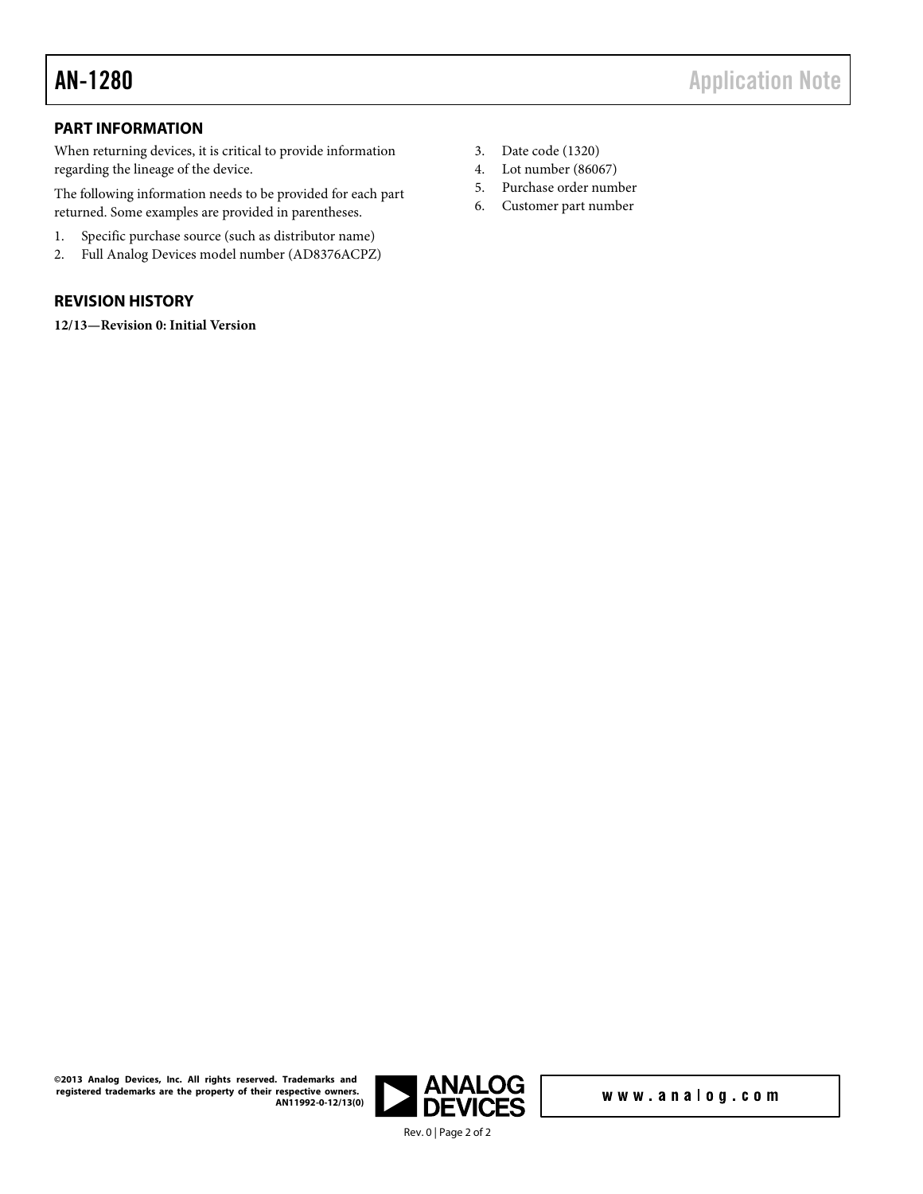## PART INFORMATION

When returning devices, it is critical to provide information regarding the lineage of the device.

The following information needs to be provided for each part returned. Some examples are provided in parentheses.

1. Specific purchase source (such as distributor name)
2. Full Analog Devices model number (AD8376ACPZ)
3. Date code (1320)
4. Lot number (86067)
5. Purchase order number
6. Customer part number

## REVISION HISTORY

**12/13—Revision 0: Initial Version**

**©2013 Analog Devices, Inc. All rights reserved. Trademarks and registered trademarks are the property of their respective owners. AN11992-0-12/13(0)**